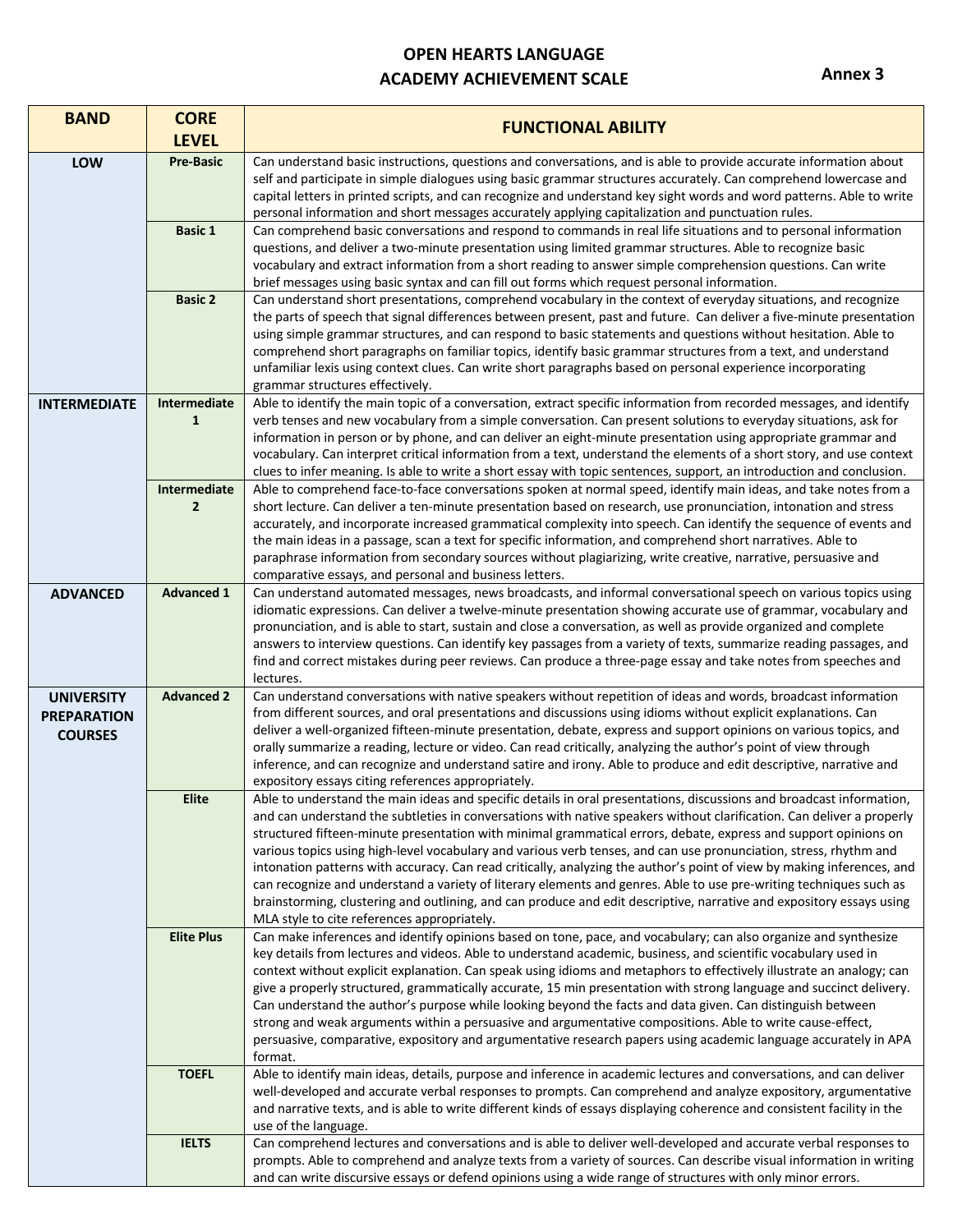# OPEN HEARTS LANGUAGE ACADEMY ACHIEVEMENT SCALE

**Annex 3**

| BAND | CORE LEVEL | FUNCTIONAL ABILITY |
|---|---|---|
| **LOW** | **Pre-Basic** | Can understand basic instructions, questions and conversations, and is able to provide accurate information about self and participate in simple dialogues using basic grammar structures accurately. Can comprehend lowercase and capital letters in printed scripts, and can recognize and understand key sight words and word patterns. Able to write personal information and short messages accurately applying capitalization and punctuation rules. |
| | **Basic 1** | Can comprehend basic conversations and respond to commands in real life situations and to personal information questions, and deliver a two-minute presentation using limited grammar structures. Able to recognize basic vocabulary and extract information from a short reading to answer simple comprehension questions. Can write brief messages using basic syntax and can fill out forms which request personal information. |
| | **Basic 2** | Can understand short presentations, comprehend vocabulary in the context of everyday situations, and recognize the parts of speech that signal differences between present, past and future. Can deliver a five-minute presentation using simple grammar structures, and can respond to basic statements and questions without hesitation. Able to comprehend short paragraphs on familiar topics, identify basic grammar structures from a text, and understand unfamiliar lexis using context clues. Can write short paragraphs based on personal experience incorporating grammar structures effectively. |
| **INTERMEDIATE** | **Intermediate 1** | Able to identify the main topic of a conversation, extract specific information from recorded messages, and identify verb tenses and new vocabulary from a simple conversation. Can present solutions to everyday situations, ask for information in person or by phone, and can deliver an eight-minute presentation using appropriate grammar and vocabulary. Can interpret critical information from a text, understand the elements of a short story, and use context clues to infer meaning. Is able to write a short essay with topic sentences, support, an introduction and conclusion. |
| | **Intermediate 2** | Able to comprehend face-to-face conversations spoken at normal speed, identify main ideas, and take notes from a short lecture. Can deliver a ten-minute presentation based on research, use pronunciation, intonation and stress accurately, and incorporate increased grammatical complexity into speech. Can identify the sequence of events and the main ideas in a passage, scan a text for specific information, and comprehend short narratives. Able to paraphrase information from secondary sources without plagiarizing, write creative, narrative, persuasive and comparative essays, and personal and business letters. |
| **ADVANCED** | **Advanced 1** | Can understand automated messages, news broadcasts, and informal conversational speech on various topics using idiomatic expressions. Can deliver a twelve-minute presentation showing accurate use of grammar, vocabulary and pronunciation, and is able to start, sustain and close a conversation, as well as provide organized and complete answers to interview questions. Can identify key passages from a variety of texts, summarize reading passages, and find and correct mistakes during peer reviews. Can produce a three-page essay and take notes from speeches and lectures. |
| **UNIVERSITY PREPARATION COURSES** | **Advanced 2** | Can understand conversations with native speakers without repetition of ideas and words, broadcast information from different sources, and oral presentations and discussions using idioms without explicit explanations. Can deliver a well-organized fifteen-minute presentation, debate, express and support opinions on various topics, and orally summarize a reading, lecture or video. Can read critically, analyzing the author's point of view through inference, and can recognize and understand satire and irony. Able to produce and edit descriptive, narrative and expository essays citing references appropriately. |
| | **Elite** | Able to understand the main ideas and specific details in oral presentations, discussions and broadcast information, and can understand the subtleties in conversations with native speakers without clarification. Can deliver a properly structured fifteen-minute presentation with minimal grammatical errors, debate, express and support opinions on various topics using high-level vocabulary and various verb tenses, and can use pronunciation, stress, rhythm and intonation patterns with accuracy. Can read critically, analyzing the author's point of view by making inferences, and can recognize and understand a variety of literary elements and genres. Able to use pre-writing techniques such as brainstorming, clustering and outlining, and can produce and edit descriptive, narrative and expository essays using MLA style to cite references appropriately. |
| | **Elite Plus** | Can make inferences and identify opinions based on tone, pace, and vocabulary; can also organize and synthesize key details from lectures and videos. Able to understand academic, business, and scientific vocabulary used in context without explicit explanation. Can speak using idioms and metaphors to effectively illustrate an analogy; can give a properly structured, grammatically accurate, 15 min presentation with strong language and succinct delivery. Can understand the author's purpose while looking beyond the facts and data given. Can distinguish between strong and weak arguments within a persuasive and argumentative compositions. Able to write cause-effect, persuasive, comparative, expository and argumentative research papers using academic language accurately in APA format. |
| | **TOEFL** | Able to identify main ideas, details, purpose and inference in academic lectures and conversations, and can deliver well-developed and accurate verbal responses to prompts. Can comprehend and analyze expository, argumentative and narrative texts, and is able to write different kinds of essays displaying coherence and consistent facility in the use of the language. |
| | **IELTS** | Can comprehend lectures and conversations and is able to deliver well-developed and accurate verbal responses to prompts. Able to comprehend and analyze texts from a variety of sources. Can describe visual information in writing and can write discursive essays or defend opinions using a wide range of structures with only minor errors. |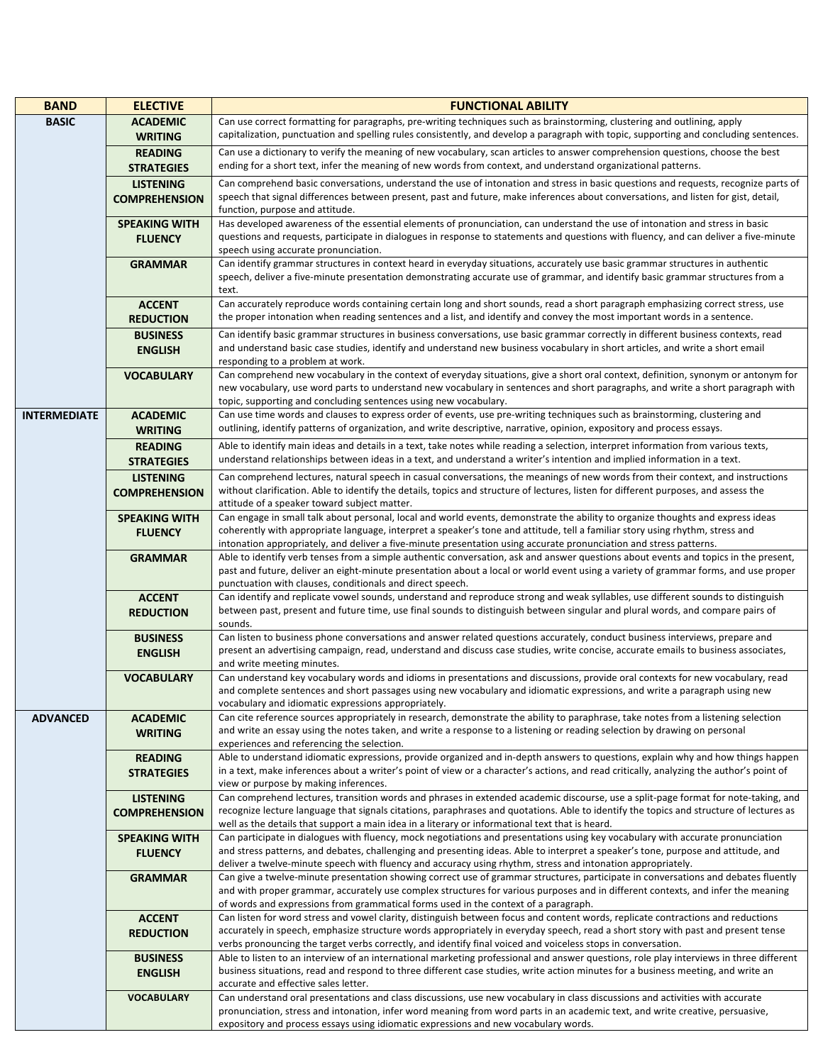| BAND | ELECTIVE | FUNCTIONAL ABILITY |
| --- | --- | --- |
| BASIC | ACADEMIC WRITING | Can use correct formatting for paragraphs, pre-writing techniques such as brainstorming, clustering and outlining, apply capitalization, punctuation and spelling rules consistently, and develop a paragraph with topic, supporting and concluding sentences. |
| | READING STRATEGIES | Can use a dictionary to verify the meaning of new vocabulary, scan articles to answer comprehension questions, choose the best ending for a short text, infer the meaning of new words from context, and understand organizational patterns. |
| | LISTENING COMPREHENSION | Can comprehend basic conversations, understand the use of intonation and stress in basic questions and requests, recognize parts of speech that signal differences between present, past and future, make inferences about conversations, and listen for gist, detail, function, purpose and attitude. |
| | SPEAKING WITH FLUENCY | Has developed awareness of the essential elements of pronunciation, can understand the use of intonation and stress in basic questions and requests, participate in dialogues in response to statements and questions with fluency, and can deliver a five-minute speech using accurate pronunciation. |
| | GRAMMAR | Can identify grammar structures in context heard in everyday situations, accurately use basic grammar structures in authentic speech, deliver a five-minute presentation demonstrating accurate use of grammar, and identify basic grammar structures from a text. |
| | ACCENT REDUCTION | Can accurately reproduce words containing certain long and short sounds, read a short paragraph emphasizing correct stress, use the proper intonation when reading sentences and a list, and identify and convey the most important words in a sentence. |
| | BUSINESS ENGLISH | Can identify basic grammar structures in business conversations, use basic grammar correctly in different business contexts, read and understand basic case studies, identify and understand new business vocabulary in short articles, and write a short email responding to a problem at work. |
| | VOCABULARY | Can comprehend new vocabulary in the context of everyday situations, give a short oral context, definition, synonym or antonym for new vocabulary, use word parts to understand new vocabulary in sentences and short paragraphs, and write a short paragraph with topic, supporting and concluding sentences using new vocabulary. |
| INTERMEDIATE | ACADEMIC WRITING | Can use time words and clauses to express order of events, use pre-writing techniques such as brainstorming, clustering and outlining, identify patterns of organization, and write descriptive, narrative, opinion, expository and process essays. |
| | READING STRATEGIES | Able to identify main ideas and details in a text, take notes while reading a selection, interpret information from various texts, understand relationships between ideas in a text, and understand a writer's intention and implied information in a text. |
| | LISTENING COMPREHENSION | Can comprehend lectures, natural speech in casual conversations, the meanings of new words from their context, and instructions without clarification. Able to identify the details, topics and structure of lectures, listen for different purposes, and assess the attitude of a speaker toward subject matter. |
| | SPEAKING WITH FLUENCY | Can engage in small talk about personal, local and world events, demonstrate the ability to organize thoughts and express ideas coherently with appropriate language, interpret a speaker's tone and attitude, tell a familiar story using rhythm, stress and intonation appropriately, and deliver a five-minute presentation using accurate pronunciation and stress patterns. |
| | GRAMMAR | Able to identify verb tenses from a simple authentic conversation, ask and answer questions about events and topics in the present, past and future, deliver an eight-minute presentation about a local or world event using a variety of grammar forms, and use proper punctuation with clauses, conditionals and direct speech. |
| | ACCENT REDUCTION | Can identify and replicate vowel sounds, understand and reproduce strong and weak syllables, use different sounds to distinguish between past, present and future time, use final sounds to distinguish between singular and plural words, and compare pairs of sounds. |
| | BUSINESS ENGLISH | Can listen to business phone conversations and answer related questions accurately, conduct business interviews, prepare and present an advertising campaign, read, understand and discuss case studies, write concise, accurate emails to business associates, and write meeting minutes. |
| | VOCABULARY | Can understand key vocabulary words and idioms in presentations and discussions, provide oral contexts for new vocabulary, read and complete sentences and short passages using new vocabulary and idiomatic expressions, and write a paragraph using new vocabulary and idiomatic expressions appropriately. |
| ADVANCED | ACADEMIC WRITING | Can cite reference sources appropriately in research, demonstrate the ability to paraphrase, take notes from a listening selection and write an essay using the notes taken, and write a response to a listening or reading selection by drawing on personal experiences and referencing the selection. |
| | READING STRATEGIES | Able to understand idiomatic expressions, provide organized and in-depth answers to questions, explain why and how things happen in a text, make inferences about a writer's point of view or a character's actions, and read critically, analyzing the author's point of view or purpose by making inferences. |
| | LISTENING COMPREHENSION | Can comprehend lectures, transition words and phrases in extended academic discourse, use a split-page format for note-taking, and recognize lecture language that signals citations, paraphrases and quotations. Able to identify the topics and structure of lectures as well as the details that support a main idea in a literary or informational text that is heard. |
| | SPEAKING WITH FLUENCY | Can participate in dialogues with fluency, mock negotiations and presentations using key vocabulary with accurate pronunciation and stress patterns, and debates, challenging and presenting ideas. Able to interpret a speaker's tone, purpose and attitude, and deliver a twelve-minute speech with fluency and accuracy using rhythm, stress and intonation appropriately. |
| | GRAMMAR | Can give a twelve-minute presentation showing correct use of grammar structures, participate in conversations and debates fluently and with proper grammar, accurately use complex structures for various purposes and in different contexts, and infer the meaning of words and expressions from grammatical forms used in the context of a paragraph. |
| | ACCENT REDUCTION | Can listen for word stress and vowel clarity, distinguish between focus and content words, replicate contractions and reductions accurately in speech, emphasize structure words appropriately in everyday speech, read a short story with past and present tense verbs pronouncing the target verbs correctly, and identify final voiced and voiceless stops in conversation. |
| | BUSINESS ENGLISH | Able to listen to an interview of an international marketing professional and answer questions, role play interviews in three different business situations, read and respond to three different case studies, write action minutes for a business meeting, and write an accurate and effective sales letter. |
| | VOCABULARY | Can understand oral presentations and class discussions, use new vocabulary in class discussions and activities with accurate pronunciation, stress and intonation, infer word meaning from word parts in an academic text, and write creative, persuasive, expository and process essays using idiomatic expressions and new vocabulary words. |